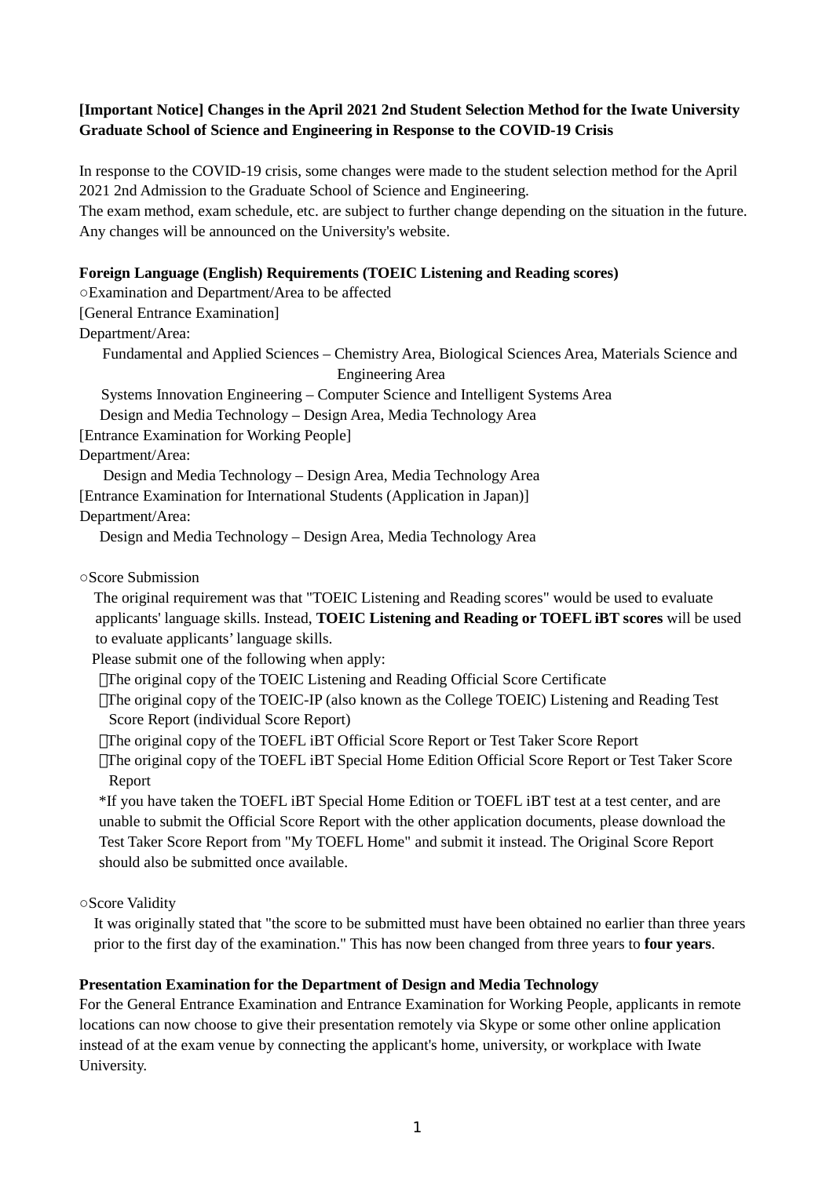**[Important Notice] Changes in the April 2021 2nd Student Selection Method for the Iwate University Graduate School of Science and Engineering in Response to the COVID-19 Crisis**

In response to the COVID-19 crisis, some changes were made to the student selection method for the April 2021 2nd Admission to the Graduate School of Science and Engineering.
The exam method, exam schedule, etc. are subject to further change depending on the situation in the future. Any changes will be announced on the University's website.

**Foreign Language (English) Requirements (TOEIC Listening and Reading scores)**

○Examination and Department/Area to be affected

[General Entrance Examination]

Department/Area:

Fundamental and Applied Sciences – Chemistry Area, Biological Sciences Area, Materials Science and Engineering Area

Systems Innovation Engineering – Computer Science and Intelligent Systems Area

Design and Media Technology – Design Area, Media Technology Area

[Entrance Examination for Working People]

Department/Area:

Design and Media Technology – Design Area, Media Technology Area

[Entrance Examination for International Students (Application in Japan)]

Department/Area:

Design and Media Technology – Design Area, Media Technology Area

○Score Submission

The original requirement was that "TOEIC Listening and Reading scores" would be used to evaluate applicants' language skills. Instead, **TOEIC Listening and Reading or TOEFL iBT scores** will be used to evaluate applicants' language skills.

Please submit one of the following when apply:

- The original copy of the TOEIC Listening and Reading Official Score Certificate
- The original copy of the TOEIC-IP (also known as the College TOEIC) Listening and Reading Test Score Report (individual Score Report)
- The original copy of the TOEFL iBT Official Score Report or Test Taker Score Report
- The original copy of the TOEFL iBT Special Home Edition Official Score Report or Test Taker Score Report

*If you have taken the TOEFL iBT Special Home Edition or TOEFL iBT test at a test center, and are unable to submit the Official Score Report with the other application documents, please download the Test Taker Score Report from "My TOEFL Home" and submit it instead. The Original Score Report should also be submitted once available.

○Score Validity

It was originally stated that "the score to be submitted must have been obtained no earlier than three years prior to the first day of the examination." This has now been changed from three years to **four years**.

**Presentation Examination for the Department of Design and Media Technology**

For the General Entrance Examination and Entrance Examination for Working People, applicants in remote locations can now choose to give their presentation remotely via Skype or some other online application instead of at the exam venue by connecting the applicant's home, university, or workplace with Iwate University.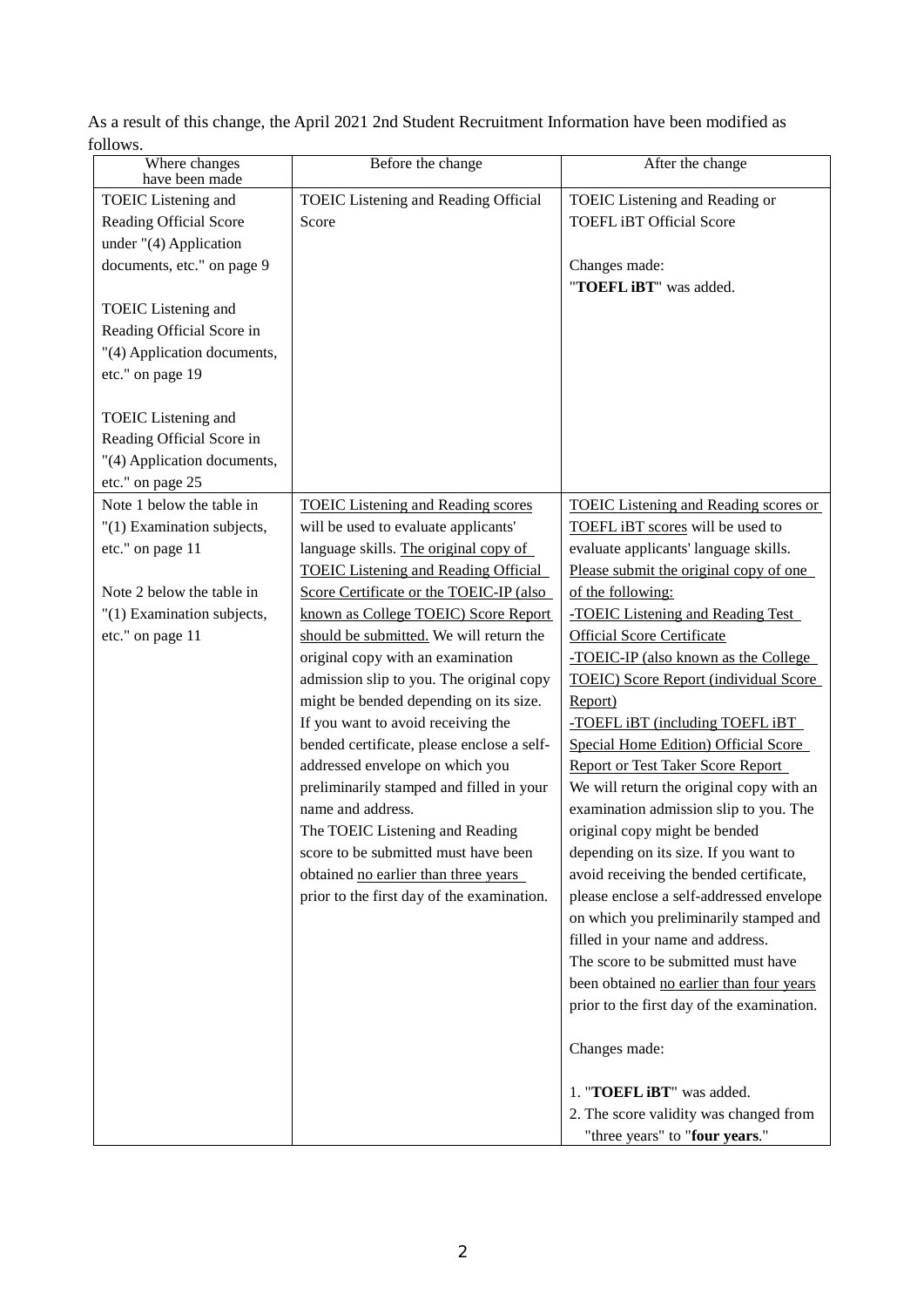As a result of this change, the April 2021 2nd Student Recruitment Information have been modified as follows.

| Where changes have been made | Before the change | After the change |
|---|---|---|
| TOEIC Listening and Reading Official Score under "(4) Application documents, etc." on page 9<br><br>TOEIC Listening and Reading Official Score in "(4) Application documents, etc." on page 19<br><br>TOEIC Listening and Reading Official Score in "(4) Application documents, etc." on page 25 | TOEIC Listening and Reading Official Score | TOEIC Listening and Reading or TOEFL iBT Official Score<br><br>Changes made:<br>"**TOEFL iBT**" was added. |
| Note 1 below the table in "(1) Examination subjects, etc." on page 11<br><br>Note 2 below the table in "(1) Examination subjects, etc." on page 11 | TOEIC Listening and Reading scores will be used to evaluate applicants' language skills. The original copy of TOEIC Listening and Reading Official Score Certificate or the TOEIC-IP (also known as College TOEIC) Score Report should be submitted. We will return the original copy with an examination admission slip to you. The original copy might be bended depending on its size. If you want to avoid receiving the bended certificate, please enclose a self-addressed envelope on which you preliminarily stamped and filled in your name and address.<br>The TOEIC Listening and Reading score to be submitted must have been obtained no earlier than three years prior to the first day of the examination. | TOEIC Listening and Reading scores or TOEFL iBT scores will be used to evaluate applicants' language skills. Please submit the original copy of one of the following:<br>-TOEIC Listening and Reading Test Official Score Certificate<br>-TOEIC-IP (also known as the College TOEIC) Score Report (individual Score Report)<br>-TOEFL iBT (including TOEFL iBT Special Home Edition) Official Score Report or Test Taker Score Report<br>We will return the original copy with an examination admission slip to you. The original copy might be bended depending on its size. If you want to avoid receiving the bended certificate, please enclose a self-addressed envelope on which you preliminarily stamped and filled in your name and address.<br>The score to be submitted must have been obtained no earlier than four years prior to the first day of the examination.<br><br>Changes made:<br><br>1. "**TOEFL iBT**" was added.<br>2. The score validity was changed from "three years" to "**four years**." |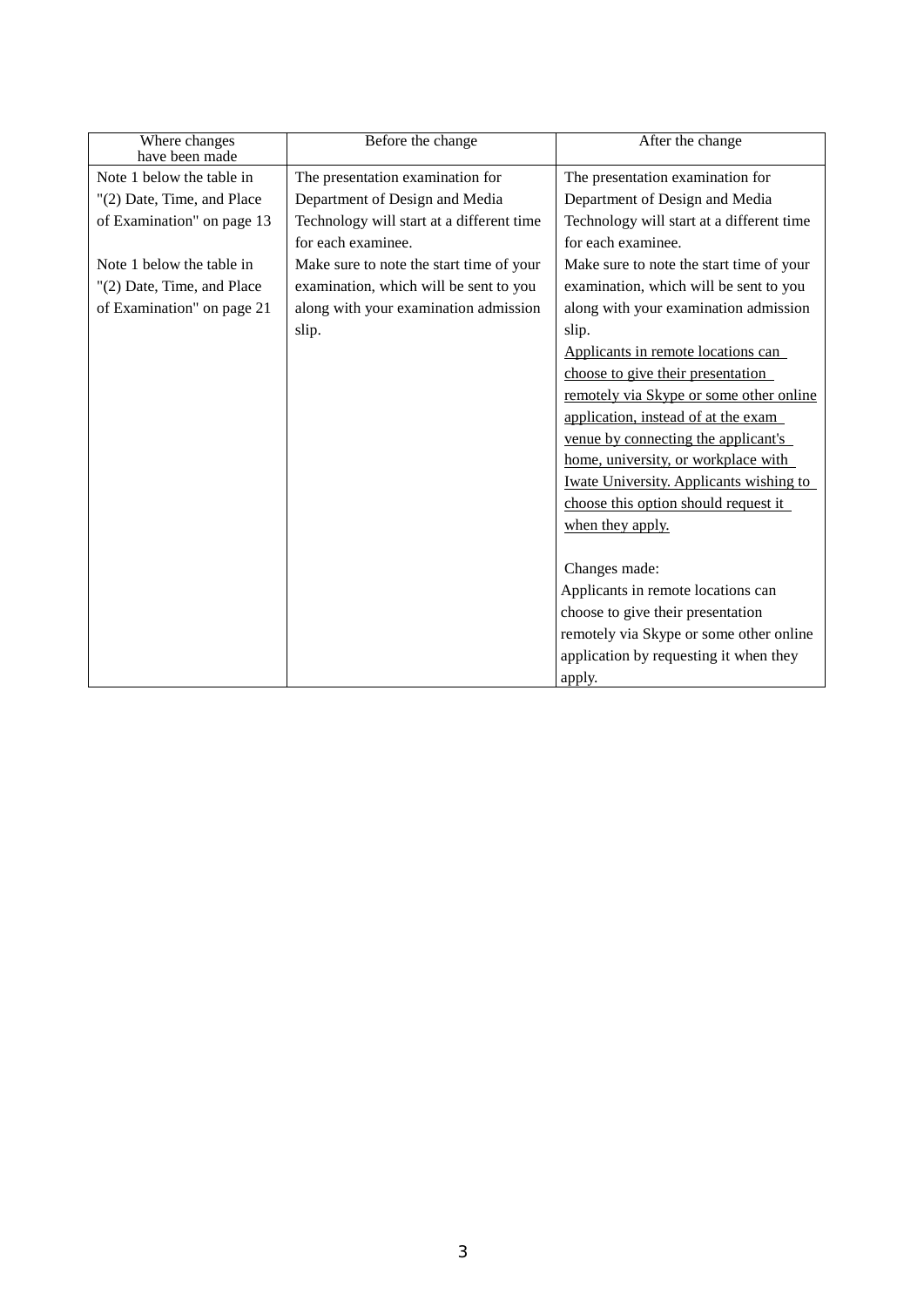| Where changes have been made | Before the change | After the change |
|---|---|---|
| Note 1 below the table in "(2) Date, Time, and Place of Examination" on page 13<br><br>Note 1 below the table in "(2) Date, Time, and Place of Examination" on page 21 | The presentation examination for Department of Design and Media Technology will start at a different time for each examinee.<br>Make sure to note the start time of your examination, which will be sent to you along with your examination admission slip. | The presentation examination for Department of Design and Media Technology will start at a different time for each examinee.<br>Make sure to note the start time of your examination, which will be sent to you along with your examination admission slip.<br><u>Applicants in remote locations can choose to give their presentation remotely via Skype or some other online application, instead of at the exam venue by connecting the applicant's home, university, or workplace with Iwate University. Applicants wishing to choose this option should request it when they apply.</u><br><br>Changes made:<br>Applicants in remote locations can choose to give their presentation remotely via Skype or some other online application by requesting it when they apply. |